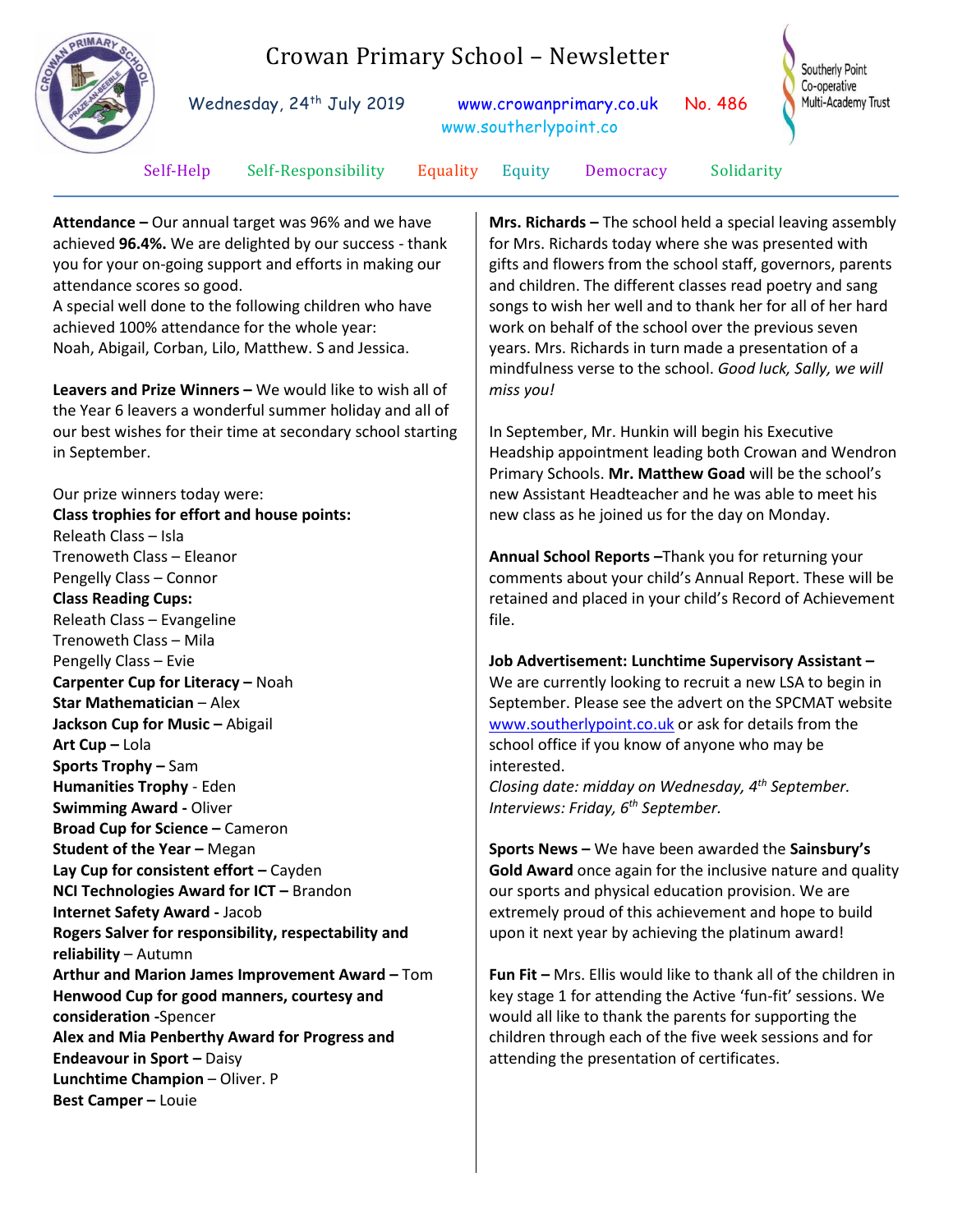# Crowan Primary School – Newsletter

Wednesday, 24th July 2019 www.crowanprimary.co.uk No. 486
www.southerlypoint.co

Southerly Point Co-operative Multi-Academy Trust

Self-Help Self-Responsibility Equality Equity Democracy Solidarity

**Attendance –** Our annual target was 96% and we have achieved **96.4%.** We are delighted by our success - thank you for your on-going support and efforts in making our attendance scores so good.
A special well done to the following children who have achieved 100% attendance for the whole year:
Noah, Abigail, Corban, Lilo, Matthew. S and Jessica.

**Leavers and Prize Winners –** We would like to wish all of the Year 6 leavers a wonderful summer holiday and all of our best wishes for their time at secondary school starting in September.

Our prize winners today were:
**Class trophies for effort and house points:**
Releath Class – Isla
Trenoweth Class – Eleanor
Pengelly Class – Connor
**Class Reading Cups:**
Releath Class – Evangeline
Trenoweth Class – Mila
Pengelly Class – Evie
**Carpenter Cup for Literacy –** Noah
**Star Mathematician** – Alex
**Jackson Cup for Music –** Abigail
**Art Cup –** Lola
**Sports Trophy –** Sam
**Humanities Trophy** - Eden
**Swimming Award** - Oliver
**Broad Cup for Science –** Cameron
**Student of the Year –** Megan
**Lay Cup for consistent effort –** Cayden
**NCI Technologies Award for ICT –** Brandon
**Internet Safety Award** - Jacob
**Rogers Salver for responsibility, respectability and reliability** – Autumn
**Arthur and Marion James Improvement Award –** Tom
**Henwood Cup for good manners, courtesy and consideration** -Spencer
**Alex and Mia Penberthy Award for Progress and Endeavour in Sport –** Daisy
**Lunchtime Champion** – Oliver. P
**Best Camper –** Louie

**Mrs. Richards –** The school held a special leaving assembly for Mrs. Richards today where she was presented with gifts and flowers from the school staff, governors, parents and children. The different classes read poetry and sang songs to wish her well and to thank her for all of her hard work on behalf of the school over the previous seven years. Mrs. Richards in turn made a presentation of a mindfulness verse to the school. *Good luck, Sally, we will miss you!*

In September, Mr. Hunkin will begin his Executive Headship appointment leading both Crowan and Wendron Primary Schools. **Mr. Matthew Goad** will be the school's new Assistant Headteacher and he was able to meet his new class as he joined us for the day on Monday.

**Annual School Reports –**Thank you for returning your comments about your child's Annual Report. These will be retained and placed in your child's Record of Achievement file.

**Job Advertisement: Lunchtime Supervisory Assistant –** We are currently looking to recruit a new LSA to begin in September. Please see the advert on the SPCMAT website www.southerlypoint.co.uk or ask for details from the school office if you know of anyone who may be interested.
*Closing date: midday on Wednesday, 4th September.*
*Interviews: Friday, 6th September.*

**Sports News –** We have been awarded the **Sainsbury's Gold Award** once again for the inclusive nature and quality our sports and physical education provision. We are extremely proud of this achievement and hope to build upon it next year by achieving the platinum award!

**Fun Fit –** Mrs. Ellis would like to thank all of the children in key stage 1 for attending the Active 'fun-fit' sessions. We would all like to thank the parents for supporting the children through each of the five week sessions and for attending the presentation of certificates.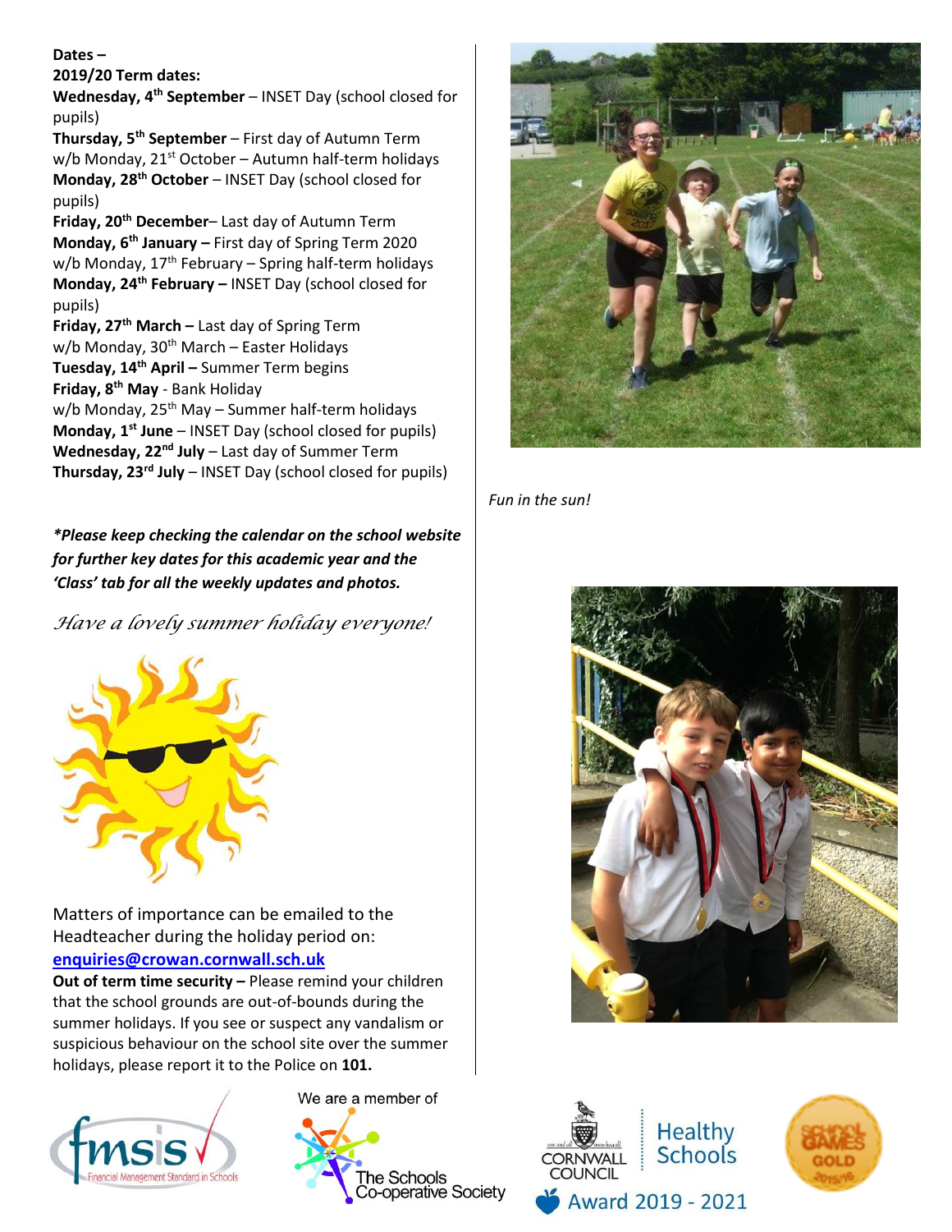**Dates –**

**2019/20 Term dates:**

**Wednesday, 4th September** – INSET Day (school closed for pupils)

**Thursday, 5th September** – First day of Autumn Term

w/b Monday, 21st October – Autumn half-term holidays

**Monday, 28th October** – INSET Day (school closed for pupils)

**Friday, 20th December**– Last day of Autumn Term

**Monday, 6th January –** First day of Spring Term 2020

w/b Monday, 17th February – Spring half-term holidays

**Monday, 24th February –** INSET Day (school closed for pupils)

**Friday, 27th March –** Last day of Spring Term

w/b Monday, 30th March – Easter Holidays

**Tuesday, 14th April –** Summer Term begins

**Friday, 8th May** - Bank Holiday

w/b Monday, 25th May – Summer half-term holidays

**Monday, 1st June** – INSET Day (school closed for pupils)

**Wednesday, 22nd July** – Last day of Summer Term

**Thursday, 23rd July** – INSET Day (school closed for pupils)

***Please keep checking the calendar on the school website for further key dates for this academic year and the 'Class' tab for all the weekly updates and photos.***

*Have a lovely summer holiday everyone!*

Matters of importance can be emailed to the Headteacher during the holiday period on: **enquiries@crowan.cornwall.sch.uk**

**Out of term time security –** Please remind your children that the school grounds are out-of-bounds during the summer holidays. If you see or suspect any vandalism or suspicious behaviour on the school site over the summer holidays, please report it to the Police on **101.**

*Fun in the sun!*

fmsis Financial Management Standard in Schools

We are a member of The Schools Co-operative Society

CORNWALL COUNCIL Healthy Schools Award 2019 - 2021

SCHOOL GAMES GOLD 2015/16